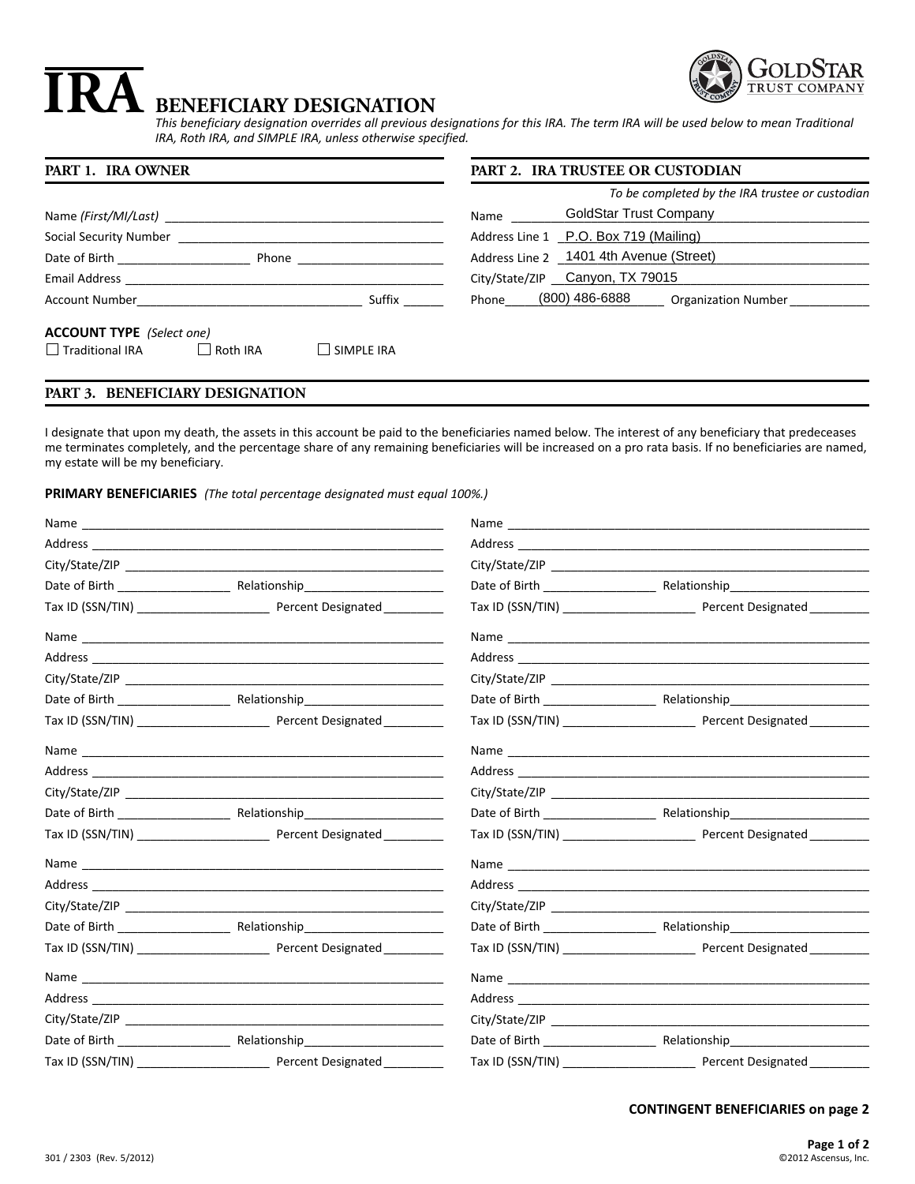# IRA BENEFICIARY DESIGNATION

GOLDSTAR TRUST COMPANY

*This beneficiary designation overrides all previous designations for this IRA. The term IRA will be used below to mean Traditional IRA, Roth IRA, and SIMPLE IRA, unless otherwise specified.*

## PART 1. IRA OWNER

Name *(First/MI/Last)* ____________________

Social Security Number ____________________

Date of Birth ____________ Phone ____________

Email Address ____________________

Account Number ____________________ Suffix ______

**ACCOUNT TYPE** *(Select one)*

☐ Traditional IRA ☐ Roth IRA ☐ SIMPLE IRA

## PART 2. IRA TRUSTEE OR CUSTODIAN

*To be completed by the IRA trustee or custodian*

Name GoldStar Trust Company

Address Line 1 P.O. Box 719 (Mailing)

Address Line 2 1401 4th Avenue (Street)

City/State/ZIP Canyon, TX 79015

Phone (800) 486-6888 Organization Number ____________

## PART 3. BENEFICIARY DESIGNATION

I designate that upon my death, the assets in this account be paid to the beneficiaries named below. The interest of any beneficiary that predeceases me terminates completely, and the percentage share of any remaining beneficiaries will be increased on a pro rata basis. If no beneficiaries are named, my estate will be my beneficiary.

**PRIMARY BENEFICIARIES** *(The total percentage designated must equal 100%.)*

Name ____________________

Address ____________________

City/State/ZIP ____________________

Date of Birth ____________ Relationship ____________

Tax ID (SSN/TIN) ____________ Percent Designated ________

Name ____________________

Address ____________________

City/State/ZIP ____________________

Date of Birth ____________ Relationship ____________

Tax ID (SSN/TIN) ____________ Percent Designated ________

Name ____________________

Address ____________________

City/State/ZIP ____________________

Date of Birth ____________ Relationship ____________

Tax ID (SSN/TIN) ____________ Percent Designated ________

Name ____________________

Address ____________________

City/State/ZIP ____________________

Date of Birth ____________ Relationship ____________

Tax ID (SSN/TIN) ____________ Percent Designated ________

Name ____________________

Address ____________________

City/State/ZIP ____________________

Date of Birth ____________ Relationship ____________

Tax ID (SSN/TIN) ____________ Percent Designated ________

Name ____________________

Address ____________________

City/State/ZIP ____________________

Date of Birth ____________ Relationship ____________

Tax ID (SSN/TIN) ____________ Percent Designated ________

Name ____________________

Address ____________________

City/State/ZIP ____________________

Date of Birth ____________ Relationship ____________

Tax ID (SSN/TIN) ____________ Percent Designated ________

Name ____________________

Address ____________________

City/State/ZIP ____________________

Date of Birth ____________ Relationship ____________

Tax ID (SSN/TIN) ____________ Percent Designated ________

Name ____________________

Address ____________________

City/State/ZIP ____________________

Date of Birth ____________ Relationship ____________

Tax ID (SSN/TIN) ____________ Percent Designated ________

Name ____________________

Address ____________________

City/State/ZIP ____________________

Date of Birth ____________ Relationship ____________

Tax ID (SSN/TIN) ____________ Percent Designated ________

**CONTINGENT BENEFICIARIES on page 2**

301 / 2303 (Rev. 5/2012) ©2012 Ascensus, Inc.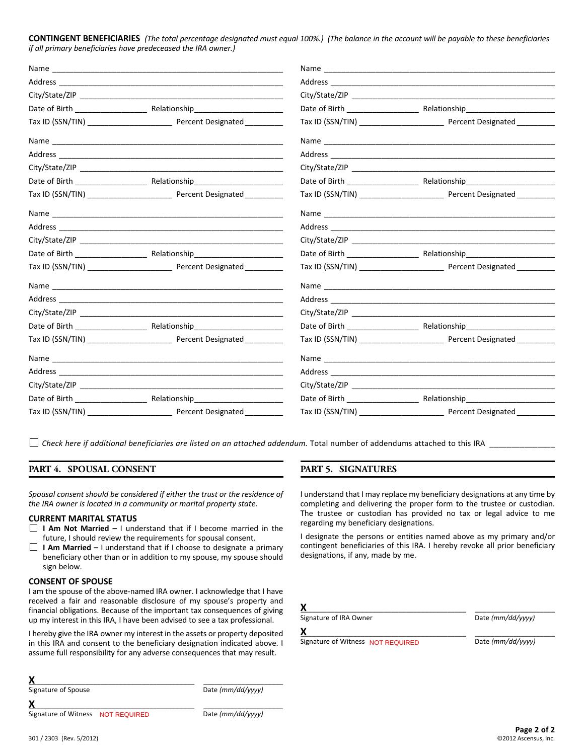**CONTINGENT BENEFICIARIES** *(The total percentage designated must equal 100%.) (The balance in the account will be payable to these beneficiaries if all primary beneficiaries have predeceased the IRA owner.)*

Name ______________________________________________
Address ____________________________________________
City/State/ZIP ______________________________________
Date of Birth ______________ Relationship_________________
Tax ID (SSN/TIN) _________________ Percent Designated ________

Name ______________________________________________
Address ____________________________________________
City/State/ZIP ______________________________________
Date of Birth ______________ Relationship_________________
Tax ID (SSN/TIN) _________________ Percent Designated ________

Name ______________________________________________
Address ____________________________________________
City/State/ZIP ______________________________________
Date of Birth ______________ Relationship_________________
Tax ID (SSN/TIN) _________________ Percent Designated ________

Name ______________________________________________
Address ____________________________________________
City/State/ZIP ______________________________________
Date of Birth ______________ Relationship_________________
Tax ID (SSN/TIN) _________________ Percent Designated ________

Name ______________________________________________
Address ____________________________________________
City/State/ZIP ______________________________________
Date of Birth ______________ Relationship_________________
Tax ID (SSN/TIN) _________________ Percent Designated ________

Name ______________________________________________
Address ____________________________________________
City/State/ZIP ______________________________________
Date of Birth ______________ Relationship_________________
Tax ID (SSN/TIN) _________________ Percent Designated ________

Name ______________________________________________
Address ____________________________________________
City/State/ZIP ______________________________________
Date of Birth ______________ Relationship_________________
Tax ID (SSN/TIN) _________________ Percent Designated ________

Name ______________________________________________
Address ____________________________________________
City/State/ZIP ______________________________________
Date of Birth ______________ Relationship_________________
Tax ID (SSN/TIN) _________________ Percent Designated ________

Name ______________________________________________
Address ____________________________________________
City/State/ZIP ______________________________________
Date of Birth ______________ Relationship_________________
Tax ID (SSN/TIN) _________________ Percent Designated ________

Name ______________________________________________
Address ____________________________________________
City/State/ZIP ______________________________________
Date of Birth ______________ Relationship_________________
Tax ID (SSN/TIN) _________________ Percent Designated ________

☐ *Check here if additional beneficiaries are listed on an attached addendum.* Total number of addendums attached to this IRA ____________

## PART 4. SPOUSAL CONSENT

*Spousal consent should be considered if either the trust or the residence of the IRA owner is located in a community or marital property state.*

### CURRENT MARITAL STATUS

☐ **I Am Not Married –** I understand that if I become married in the future, I should review the requirements for spousal consent.

☐ **I Am Married –** I understand that if I choose to designate a primary beneficiary other than or in addition to my spouse, my spouse should sign below.

### CONSENT OF SPOUSE

I am the spouse of the above-named IRA owner. I acknowledge that I have received a fair and reasonable disclosure of my spouse's property and financial obligations. Because of the important tax consequences of giving up my interest in this IRA, I have been advised to see a tax professional.

I hereby give the IRA owner my interest in the assets or property deposited in this IRA and consent to the beneficiary designation indicated above. I assume full responsibility for any adverse consequences that may result.

**X** ________________________________ ______________
Signature of Spouse Date *(mm/dd/yyyy)*

**X** ________________________________ ______________
Signature of Witness NOT REQUIRED Date *(mm/dd/yyyy)*

## PART 5. SIGNATURES

I understand that I may replace my beneficiary designations at any time by completing and delivering the proper form to the trustee or custodian. The trustee or custodian has provided no tax or legal advice to me regarding my beneficiary designations.

I designate the persons or entities named above as my primary and/or contingent beneficiaries of this IRA. I hereby revoke all prior beneficiary designations, if any, made by me.

**X** ________________________________ ______________
Signature of IRA Owner Date *(mm/dd/yyyy)*

**X** ________________________________ ______________
Signature of Witness NOT REQUIRED Date *(mm/dd/yyyy)*

301 / 2303 (Rev. 5/2012) ©2012 Ascensus, Inc.